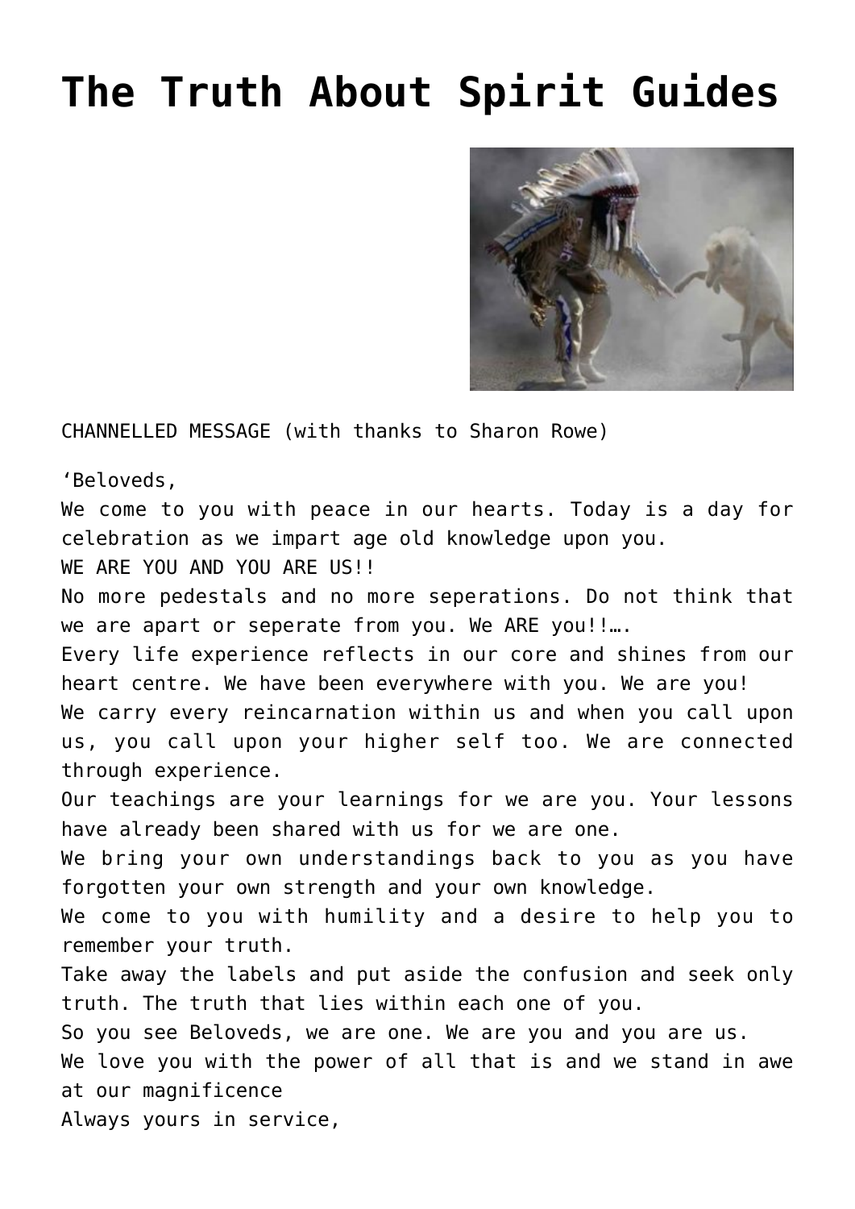# The Truth About Spirit Guides

CHANNELLED MESSAGE (with thanks to Sharon Rowe)

'Beloveds,
We come to you with peace in our hearts. Today is a day for celebration as we impart age old knowledge upon you.
WE ARE YOU AND YOU ARE US!!
No more pedestals and no more seperations. Do not think that we are apart or seperate from you. We ARE you!!….
Every life experience reflects in our core and shines from our heart centre. We have been everywhere with you. We are you!
We carry every reincarnation within us and when you call upon us, you call upon your higher self too. We are connected through experience.
Our teachings are your learnings for we are you. Your lessons have already been shared with us for we are one.
We bring your own understandings back to you as you have forgotten your own strength and your own knowledge.
We come to you with humility and a desire to help you to remember your truth.
Take away the labels and put aside the confusion and seek only truth. The truth that lies within each one of you.
So you see Beloveds, we are one. We are you and you are us.
We love you with the power of all that is and we stand in awe at our magnificence
Always yours in service,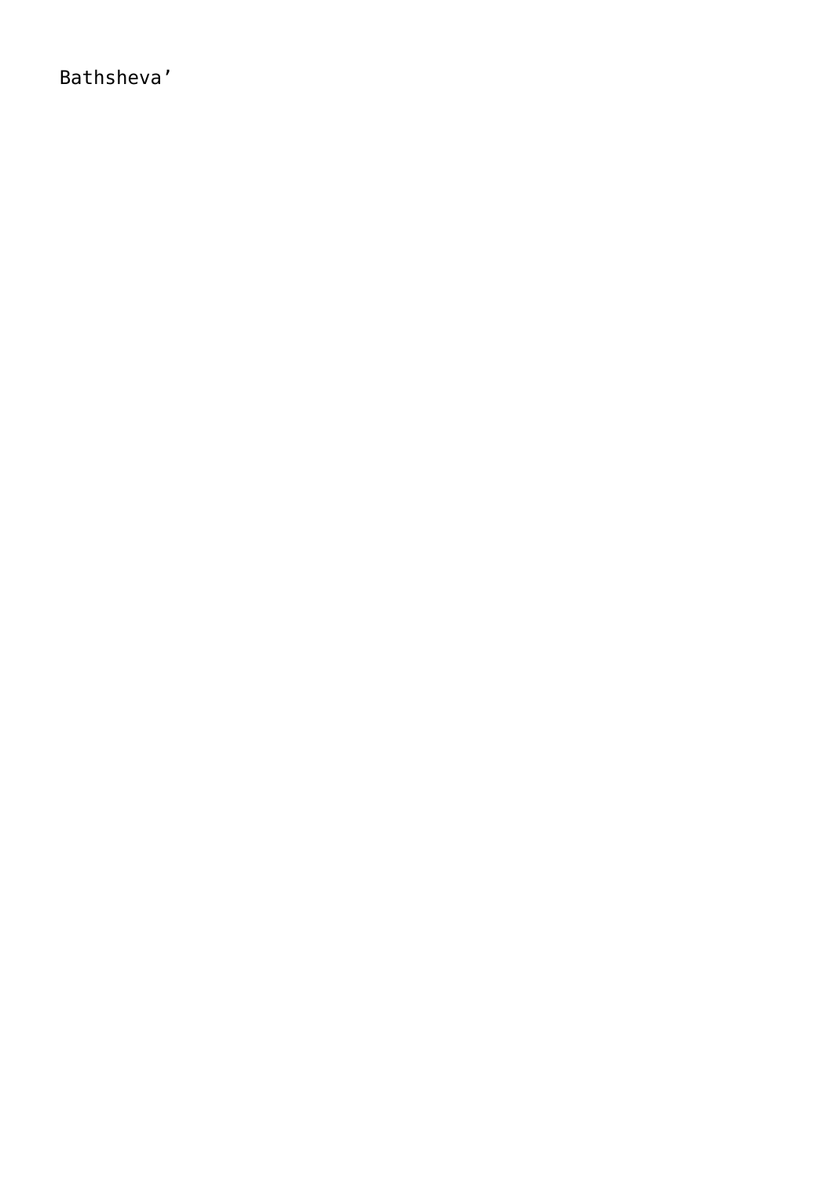Bathsheva’